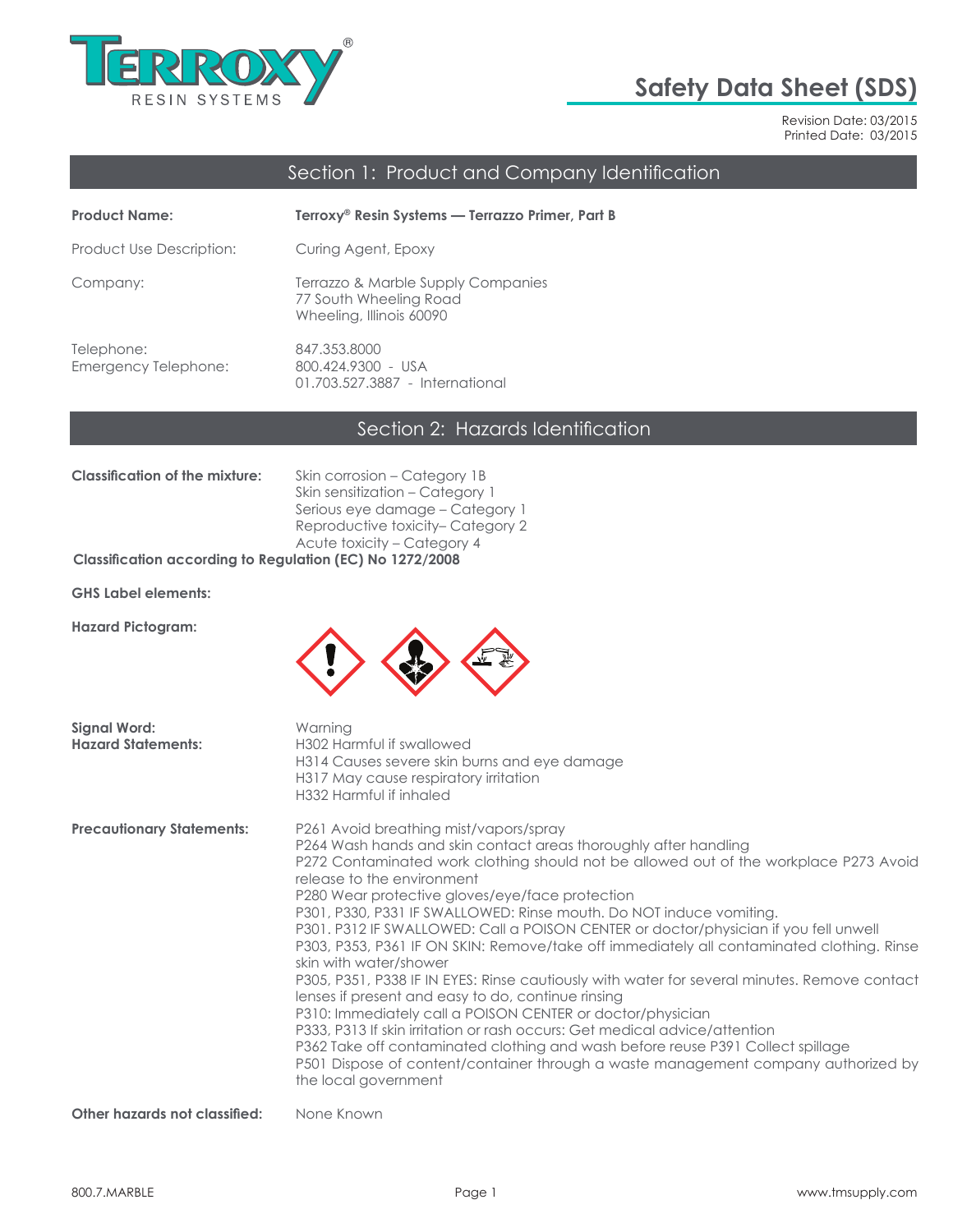# Safety Data Sheet (SDS)

Revision Date: 03/2015
Printed Date: 03/2015

## Section 1: Product and Company Identification

**Product Name:** **Terroxy® Resin Systems — Terrazzo Primer, Part B**

Product Use Description: Curing Agent, Epoxy

Company: Terrazzo & Marble Supply Companies
77 South Wheeling Road
Wheeling, Illinois 60090

Telephone: 847.353.8000
Emergency Telephone: 800.424.9300 - USA
01.703.527.3887 - International

## Section 2: Hazards Identification

**Classification of the mixture:**
Skin corrosion – Category 1B
Skin sensitization – Category 1
Serious eye damage – Category 1
Reproductive toxicity– Category 2
Acute toxicity – Category 4

**Classification according to Regulation (EC) No 1272/2008**

**GHS Label elements:**

**Hazard Pictogram:**

**Signal Word:** Warning

**Hazard Statements:**
H302 Harmful if swallowed
H314 Causes severe skin burns and eye damage
H317 May cause respiratory irritation
H332 Harmful if inhaled

**Precautionary Statements:**
P261 Avoid breathing mist/vapors/spray
P264 Wash hands and skin contact areas thoroughly after handling
P272 Contaminated work clothing should not be allowed out of the workplace P273 Avoid release to the environment
P280 Wear protective gloves/eye/face protection
P301, P330, P331 IF SWALLOWED: Rinse mouth. Do NOT induce vomiting.
P301. P312 IF SWALLOWED: Call a POISON CENTER or doctor/physician if you fell unwell
P303, P353, P361 IF ON SKIN: Remove/take off immediately all contaminated clothing. Rinse skin with water/shower
P305, P351, P338 IF IN EYES: Rinse cautiously with water for several minutes. Remove contact lenses if present and easy to do, continue rinsing
P310: Immediately call a POISON CENTER or doctor/physician
P333, P313 If skin irritation or rash occurs: Get medical advice/attention
P362 Take off contaminated clothing and wash before reuse P391 Collect spillage
P501 Dispose of content/container through a waste management company authorized by the local government

**Other hazards not classified:** None Known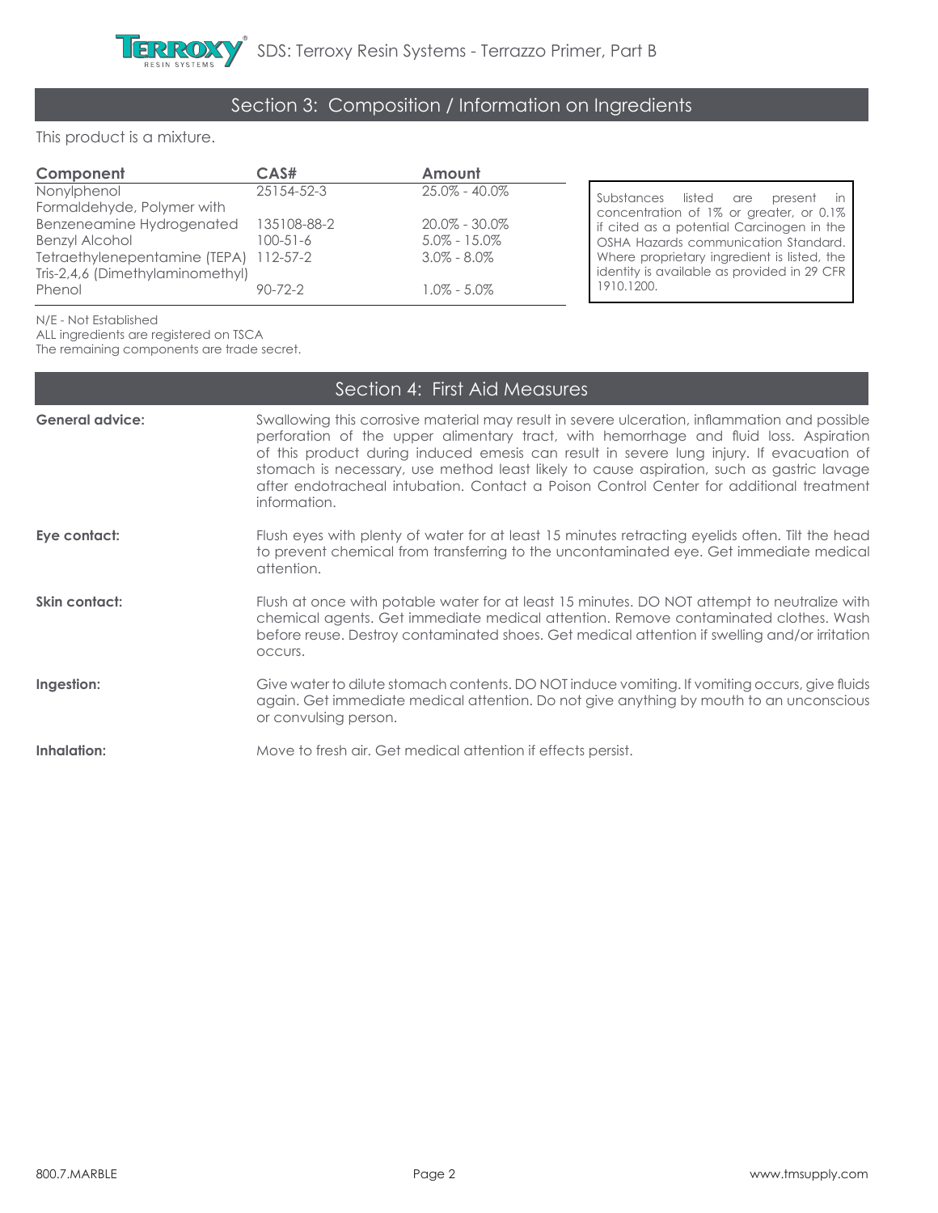## Section 3: Composition / Information on Ingredients

This product is a mixture.

| Component | CAS# | Amount |
|---|---|---|
| Nonylphenol | 25154-52-3 | 25.0% - 40.0% |
| Formaldehyde, Polymer with Benzeneamine Hydrogenated | 135108-88-2 | 20.0% - 30.0% |
| Benzyl Alcohol | 100-51-6 | 5.0% - 15.0% |
| Tetraethylenepentamine (TEPA) | 112-57-2 | 3.0% - 8.0% |
| Tris-2,4,6 (Dimethylaminomethyl) Phenol | 90-72-2 | 1.0% - 5.0% |

Substances listed are present in concentration of 1% or greater, or 0.1% if cited as a potential Carcinogen in the OSHA Hazards communication Standard. Where proprietary ingredient is listed, the identity is available as provided in 29 CFR 1910.1200.

N/E - Not Established
ALL ingredients are registered on TSCA
The remaining components are trade secret.

## Section 4: First Aid Measures

**General advice:** Swallowing this corrosive material may result in severe ulceration, inflammation and possible perforation of the upper alimentary tract, with hemorrhage and fluid loss. Aspiration of this product during induced emesis can result in severe lung injury. If evacuation of stomach is necessary, use method least likely to cause aspiration, such as gastric lavage after endotracheal intubation. Contact a Poison Control Center for additional treatment information.

**Eye contact:** Flush eyes with plenty of water for at least 15 minutes retracting eyelids often. Tilt the head to prevent chemical from transferring to the uncontaminated eye. Get immediate medical attention.

**Skin contact:** Flush at once with potable water for at least 15 minutes. DO NOT attempt to neutralize with chemical agents. Get immediate medical attention. Remove contaminated clothes. Wash before reuse. Destroy contaminated shoes. Get medical attention if swelling and/or irritation occurs.

**Ingestion:** Give water to dilute stomach contents. DO NOT induce vomiting. If vomiting occurs, give fluids again. Get immediate medical attention. Do not give anything by mouth to an unconscious or convulsing person.

**Inhalation:** Move to fresh air. Get medical attention if effects persist.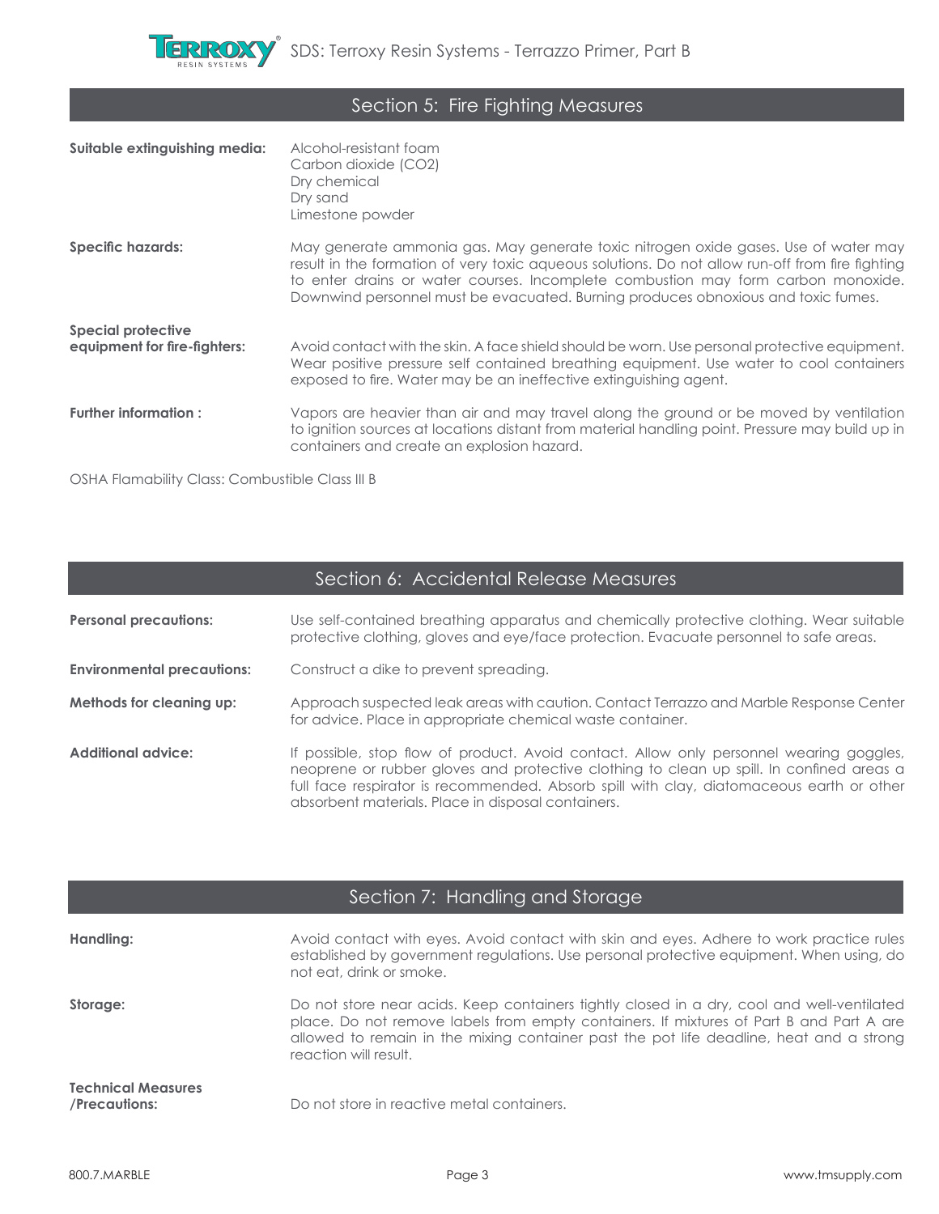## Section 5: Fire Fighting Measures

**Suitable extinguishing media:**
Alcohol-resistant foam
Carbon dioxide ($CO_2$)
Dry chemical
Dry sand
Limestone powder

**Specific hazards:** May generate ammonia gas. May generate toxic nitrogen oxide gases. Use of water may result in the formation of very toxic aqueous solutions. Do not allow run-off from fire fighting to enter drains or water courses. Incomplete combustion may form carbon monoxide. Downwind personnel must be evacuated. Burning produces obnoxious and toxic fumes.

**Special protective equipment for fire-fighters:** Avoid contact with the skin. A face shield should be worn. Use personal protective equipment. Wear positive pressure self contained breathing equipment. Use water to cool containers exposed to fire. Water may be an ineffective extinguishing agent.

**Further information :** Vapors are heavier than air and may travel along the ground or be moved by ventilation to ignition sources at locations distant from material handling point. Pressure may build up in containers and create an explosion hazard.

OSHA Flamability Class: Combustible Class III B

## Section 6: Accidental Release Measures

**Personal precautions:** Use self-contained breathing apparatus and chemically protective clothing. Wear suitable protective clothing, gloves and eye/face protection. Evacuate personnel to safe areas.

**Environmental precautions:** Construct a dike to prevent spreading.

**Methods for cleaning up:** Approach suspected leak areas with caution. Contact Terrazzo and Marble Response Center for advice. Place in appropriate chemical waste container.

**Additional advice:** If possible, stop flow of product. Avoid contact. Allow only personnel wearing goggles, neoprene or rubber gloves and protective clothing to clean up spill. In confined areas a full face respirator is recommended. Absorb spill with clay, diatomaceous earth or other absorbent materials. Place in disposal containers.

## Section 7: Handling and Storage

**Handling:** Avoid contact with eyes. Avoid contact with skin and eyes. Adhere to work practice rules established by government regulations. Use personal protective equipment. When using, do not eat, drink or smoke.

**Storage:** Do not store near acids. Keep containers tightly closed in a dry, cool and well-ventilated place. Do not remove labels from empty containers. If mixtures of Part B and Part A are allowed to remain in the mixing container past the pot life deadline, heat and a strong reaction will result.

**Technical Measures /Precautions:** Do not store in reactive metal containers.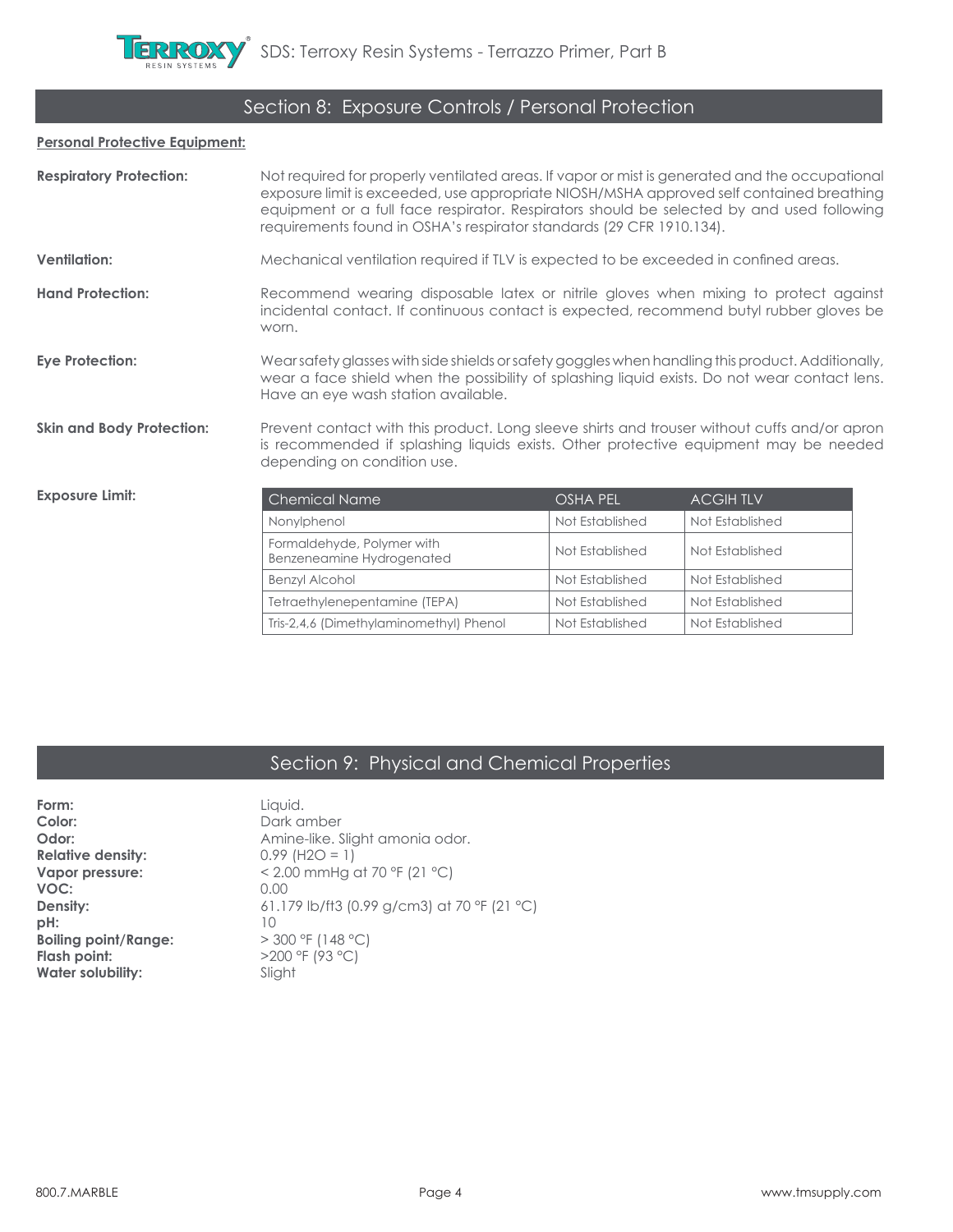## Section 8: Exposure Controls / Personal Protection

**Personal Protective Equipment:**

**Respiratory Protection:** Not required for properly ventilated areas. If vapor or mist is generated and the occupational exposure limit is exceeded, use appropriate NIOSH/MSHA approved self contained breathing equipment or a full face respirator. Respirators should be selected by and used following requirements found in OSHA's respirator standards (29 CFR 1910.134).

**Ventilation:** Mechanical ventilation required if TLV is expected to be exceeded in confined areas.

**Hand Protection:** Recommend wearing disposable latex or nitrile gloves when mixing to protect against incidental contact. If continuous contact is expected, recommend butyl rubber gloves be worn.

**Eye Protection:** Wear safety glasses with side shields or safety goggles when handling this product. Additionally, wear a face shield when the possibility of splashing liquid exists. Do not wear contact lens. Have an eye wash station available.

**Skin and Body Protection:** Prevent contact with this product. Long sleeve shirts and trouser without cuffs and/or apron is recommended if splashing liquids exists. Other protective equipment may be needed depending on condition use.

**Exposure Limit:**

| Chemical Name | OSHA PEL | ACGIH TLV |
|---|---|---|
| Nonylphenol | Not Established | Not Established |
| Formaldehyde, Polymer with Benzeneamine Hydrogenated | Not Established | Not Established |
| Benzyl Alcohol | Not Established | Not Established |
| Tetraethylenepentamine (TEPA) | Not Established | Not Established |
| Tris-2,4,6 (Dimethylaminomethyl) Phenol | Not Established | Not Established |

## Section 9: Physical and Chemical Properties

**Form:** Liquid.
**Color:** Dark amber
**Odor:** Amine-like. Slight amonia odor.
**Relative density:** 0.99 ($H_2O$ = 1)
**Vapor pressure:** < 2.00 mmHg at 70 °F (21 °C)
**VOC:** 0.00
**Density:** 61.179 lb/ft3 (0.99 g/cm3) at 70 °F (21 °C)
**pH:** 10
**Boiling point/Range:** > 300 °F (148 °C)
**Flash point:** >200 °F (93 °C)
**Water solubility:** Slight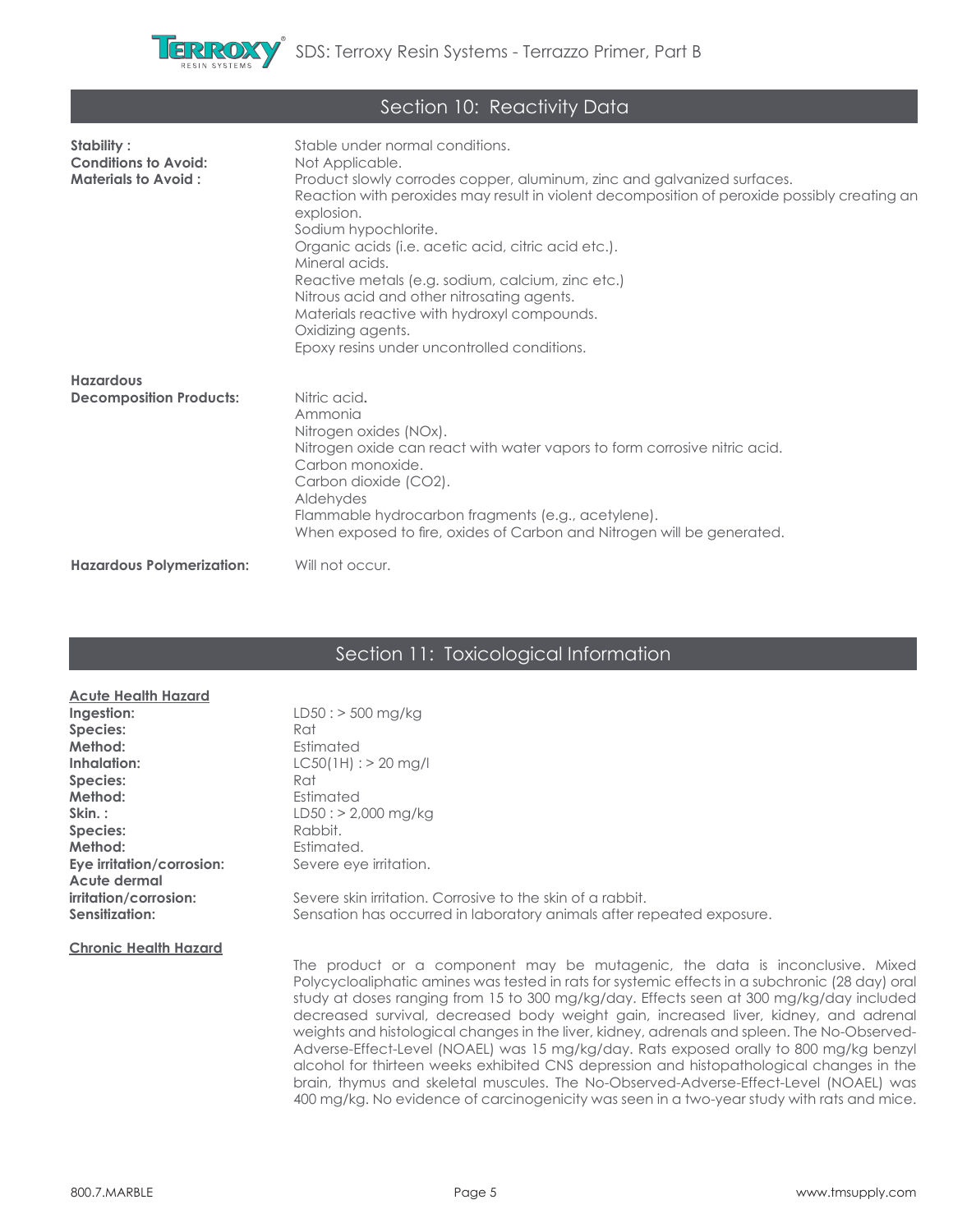## Section 10: Reactivity Data

**Stability :** Stable under normal conditions.

**Conditions to Avoid:** Not Applicable.

**Materials to Avoid :** Product slowly corrodes copper, aluminum, zinc and galvanized surfaces.
Reaction with peroxides may result in violent decomposition of peroxide possibly creating an explosion.
Sodium hypochlorite.
Organic acids (i.e. acetic acid, citric acid etc.).
Mineral acids.
Reactive metals (e.g. sodium, calcium, zinc etc.)
Nitrous acid and other nitrosating agents.
Materials reactive with hydroxyl compounds.
Oxidizing agents.
Epoxy resins under uncontrolled conditions.

**Hazardous Decomposition Products:** Nitric acid.
Ammonia
Nitrogen oxides (NOx).
Nitrogen oxide can react with water vapors to form corrosive nitric acid.
Carbon monoxide.
Carbon dioxide ($CO_2$).
Aldehydes
Flammable hydrocarbon fragments (e.g., acetylene).
When exposed to fire, oxides of Carbon and Nitrogen will be generated.

**Hazardous Polymerization:** Will not occur.

## Section 11: Toxicological Information

**Acute Health Hazard**

**Ingestion:** LD50 : > 500 mg/kg
**Species:** Rat
**Method:** Estimated
**Inhalation:** LC50(1H) : > 20 mg/l
**Species:** Rat
**Method:** Estimated
**Skin. :** LD50 : > 2,000 mg/kg
**Species:** Rabbit.
**Method:** Estimated.
**Eye irritation/corrosion:** Severe eye irritation.
**Acute dermal irritation/corrosion:** Severe skin irritation. Corrosive to the skin of a rabbit.
**Sensitization:** Sensation has occurred in laboratory animals after repeated exposure.

**Chronic Health Hazard**

The product or a component may be mutagenic, the data is inconclusive. Mixed Polycycloaliphatic amines was tested in rats for systemic effects in a subchronic (28 day) oral study at doses ranging from 15 to 300 mg/kg/day. Effects seen at 300 mg/kg/day included decreased survival, decreased body weight gain, increased liver, kidney, and adrenal weights and histological changes in the liver, kidney, adrenals and spleen. The No-Observed-Adverse-Effect-Level (NOAEL) was 15 mg/kg/day. Rats exposed orally to 800 mg/kg benzyl alcohol for thirteen weeks exhibited CNS depression and histopathological changes in the brain, thymus and skeletal muscules. The No-Observed-Adverse-Effect-Level (NOAEL) was 400 mg/kg. No evidence of carcinogenicity was seen in a two-year study with rats and mice.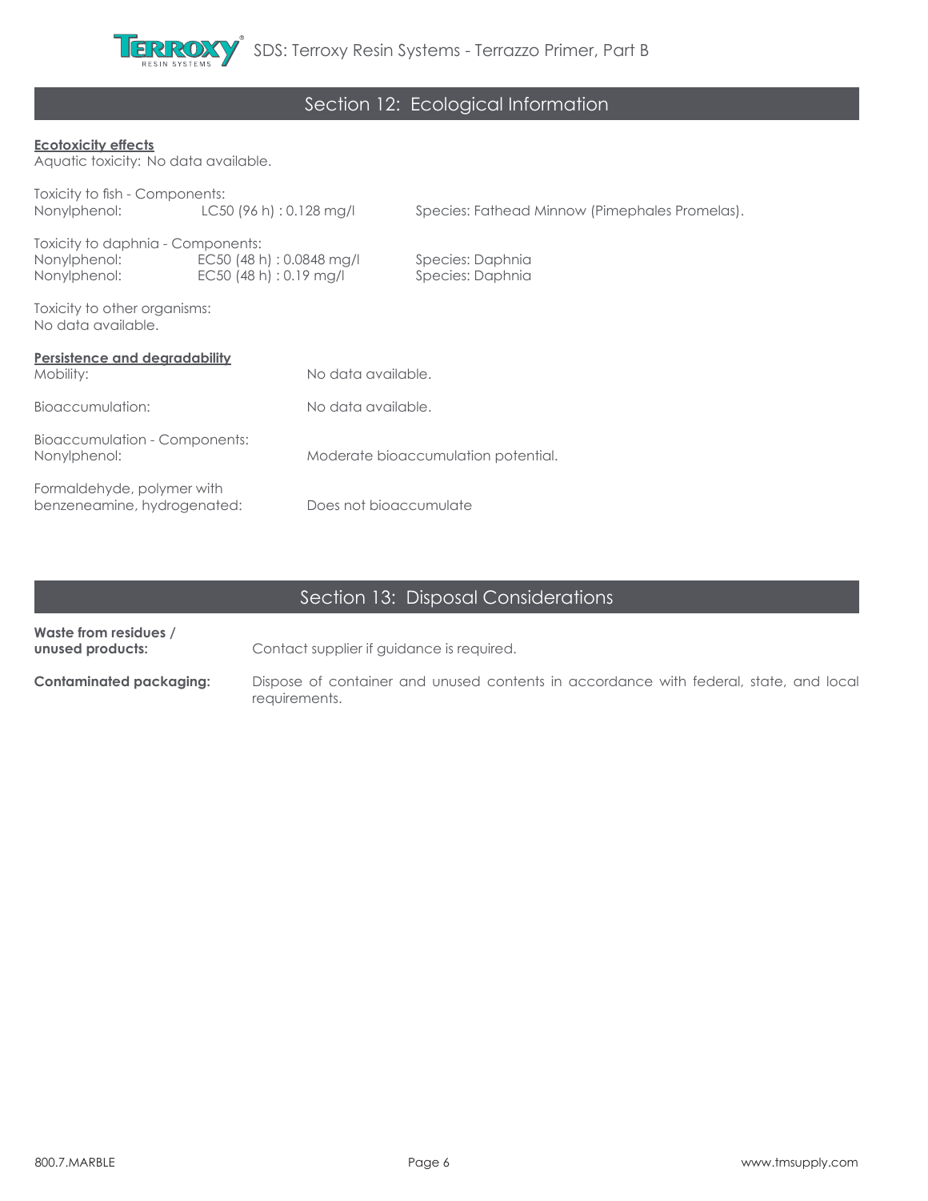## Section 12: Ecological Information

**Ecotoxicity effects**

Aquatic toxicity: No data available.

Toxicity to fish - Components:

| | | |
|---|---|---|
| Nonylphenol: | LC50 (96 h) : 0.128 mg/l | Species: Fathead Minnow (Pimephales Promelas). |

Toxicity to daphnia - Components:

| | | |
|---|---|---|
| Nonylphenol: | EC50 (48 h) : 0.0848 mg/l | Species: Daphnia |
| Nonylphenol: | EC50 (48 h) : 0.19 mg/l | Species: Daphnia |

Toxicity to other organisms:
No data available.

**Persistence and degradability**

Mobility: No data available.

Bioaccumulation: No data available.

Bioaccumulation - Components:
Nonylphenol: Moderate bioaccumulation potential.

Formaldehyde, polymer with benzeneamine, hydrogenated: Does not bioaccumulate

## Section 13: Disposal Considerations

**Waste from residues / unused products:** Contact supplier if guidance is required.

**Contaminated packaging:** Dispose of container and unused contents in accordance with federal, state, and local requirements.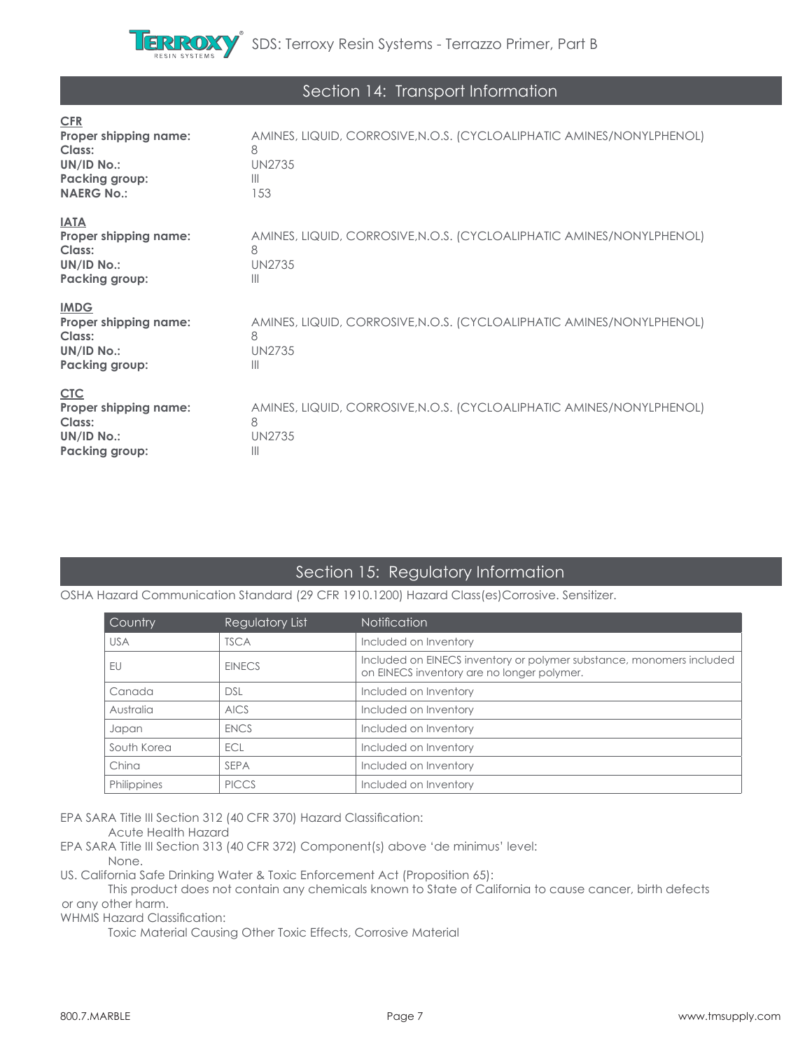## Section 14: Transport Information

**CFR**

**Proper shipping name:** AMINES, LIQUID, CORROSIVE,N.O.S. (CYCLOALIPHATIC AMINES/NONYLPHENOL)
**Class:** 8
**UN/ID No.:** UN2735
**Packing group:** III
**NAERG No.:** 153

**IATA**

**Proper shipping name:** AMINES, LIQUID, CORROSIVE,N.O.S. (CYCLOALIPHATIC AMINES/NONYLPHENOL)
**Class:** 8
**UN/ID No.:** UN2735
**Packing group:** III

**IMDG**

**Proper shipping name:** AMINES, LIQUID, CORROSIVE,N.O.S. (CYCLOALIPHATIC AMINES/NONYLPHENOL)
**Class:** 8
**UN/ID No.:** UN2735
**Packing group:** III

**CTC**

**Proper shipping name:** AMINES, LIQUID, CORROSIVE,N.O.S. (CYCLOALIPHATIC AMINES/NONYLPHENOL)
**Class:** 8
**UN/ID No.:** UN2735
**Packing group:** III

## Section 15: Regulatory Information

OSHA Hazard Communication Standard (29 CFR 1910.1200) Hazard Class(es)Corrosive. Sensitizer.

| Country | Regulatory List | Notification |
|---|---|---|
| USA | TSCA | Included on Inventory |
| EU | EINECS | Included on EINECS inventory or polymer substance, monomers included on EINECS inventory are no longer polymer. |
| Canada | DSL | Included on Inventory |
| Australia | AICS | Included on Inventory |
| Japan | ENCS | Included on Inventory |
| South Korea | ECL | Included on Inventory |
| China | SEPA | Included on Inventory |
| Philippines | PICCS | Included on Inventory |

EPA SARA Title III Section 312 (40 CFR 370) Hazard Classification:
Acute Health Hazard

EPA SARA Title III Section 313 (40 CFR 372) Component(s) above 'de minimus' level:
None.

US. California Safe Drinking Water & Toxic Enforcement Act (Proposition 65):
This product does not contain any chemicals known to State of California to cause cancer, birth defects or any other harm.

WHMIS Hazard Classification:
Toxic Material Causing Other Toxic Effects, Corrosive Material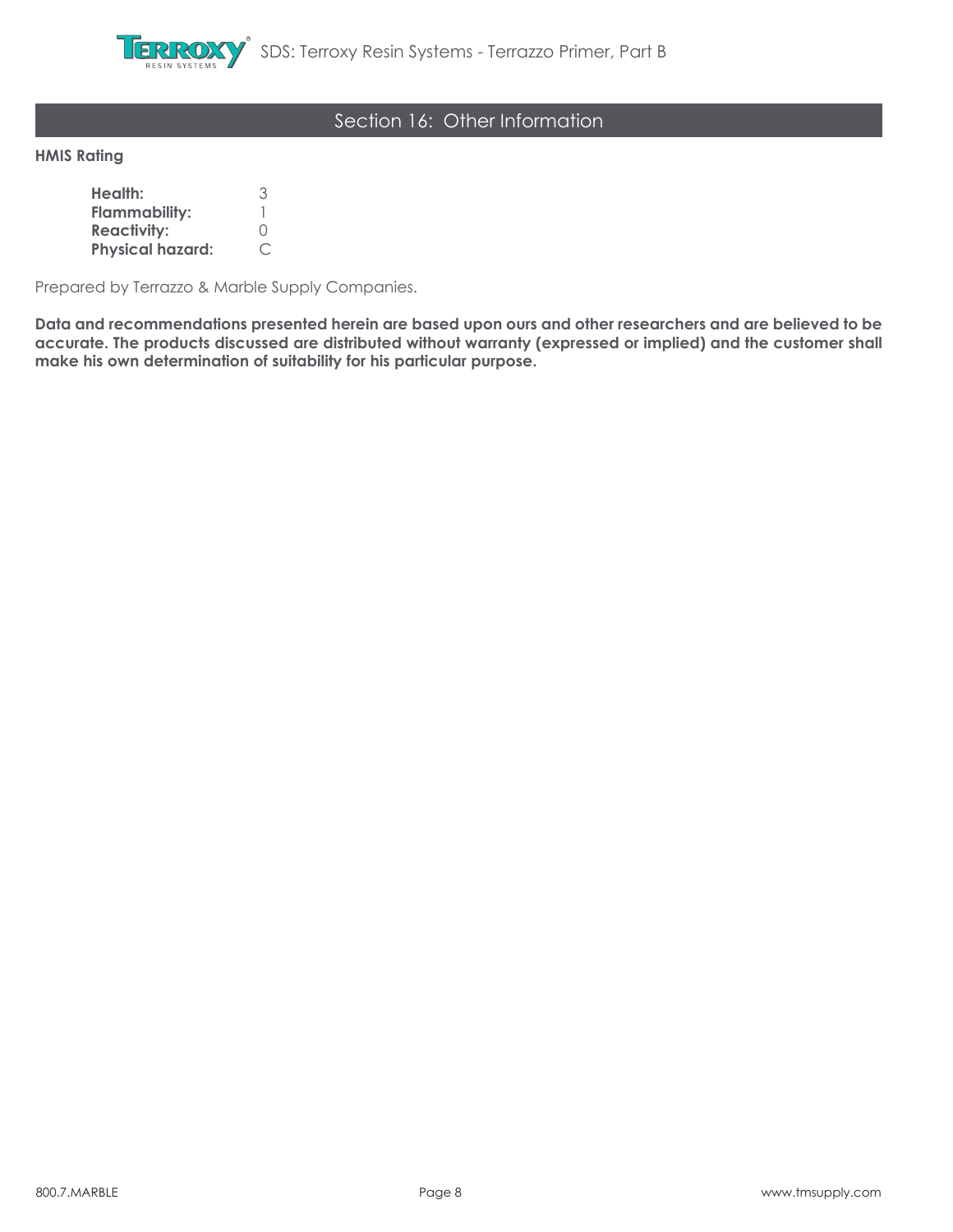## Section 16: Other Information

**HMIS Rating**

| | |
|---|---|
| **Health:** | 3 |
| **Flammability:** | 1 |
| **Reactivity:** | 0 |
| **Physical hazard:** | C |

Prepared by Terrazzo & Marble Supply Companies.

**Data and recommendations presented herein are based upon ours and other researchers and are believed to be accurate. The products discussed are distributed without warranty (expressed or implied) and the customer shall make his own determination of suitability for his particular purpose.**